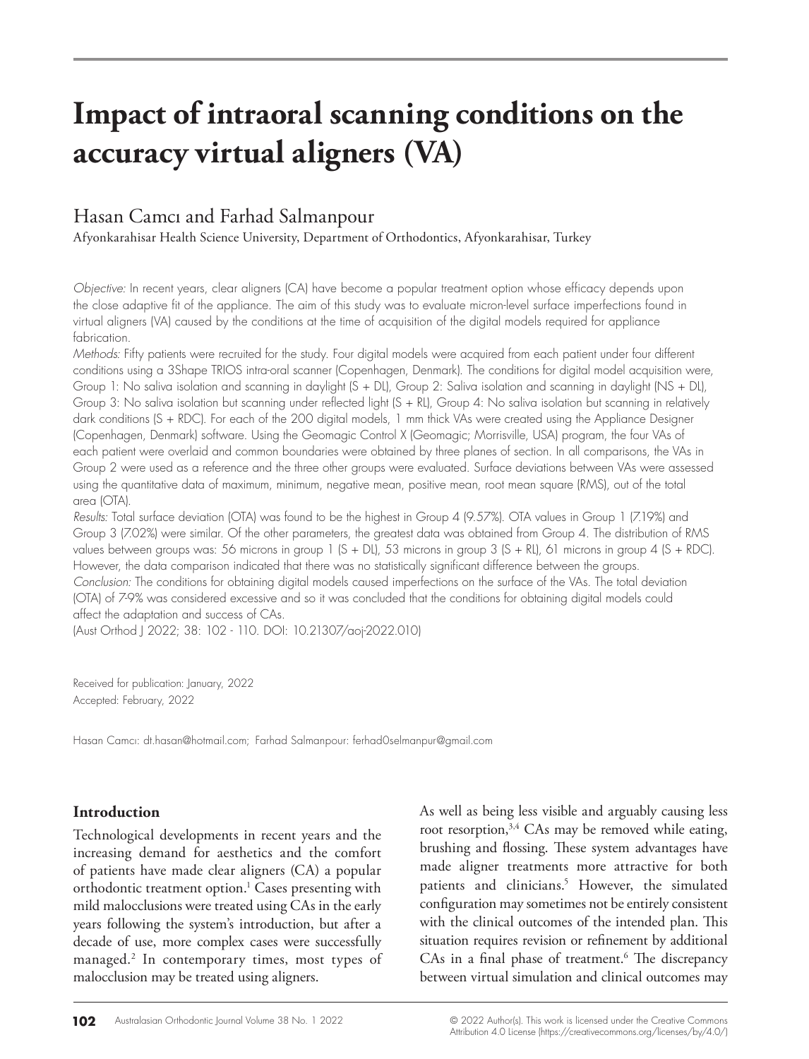# Impact of intraoral scanning conditions on the accuracy virtual aligners (VA)

Hasan Camcı and Farhad Salmanpour

Afyonkarahisar Health Science University, Department of Orthodontics, Afyonkarahisar, Turkey

*Objective:* In recent years, clear aligners (CA) have become a popular treatment option whose efficacy depends upon the close adaptive fit of the appliance. The aim of this study was to evaluate micron-level surface imperfections found in virtual aligners (VA) caused by the conditions at the time of acquisition of the digital models required for appliance fabrication.

*Methods:* Fifty patients were recruited for the study. Four digital models were acquired from each patient under four different conditions using a 3Shape TRIOS intra-oral scanner (Copenhagen, Denmark). The conditions for digital model acquisition were, Group 1: No saliva isolation and scanning in daylight (S + DL), Group 2: Saliva isolation and scanning in daylight (NS + DL), Group 3: No saliva isolation but scanning under reflected light (S + RL), Group 4: No saliva isolation but scanning in relatively dark conditions (S + RDC). For each of the 200 digital models, 1 mm thick VAs were created using the Appliance Designer (Copenhagen, Denmark) software. Using the Geomagic Control X (Geomagic; Morrisville, USA) program, the four VAs of each patient were overlaid and common boundaries were obtained by three planes of section. In all comparisons, the VAs in Group 2 were used as a reference and the three other groups were evaluated. Surface deviations between VAs were assessed using the quantitative data of maximum, minimum, negative mean, positive mean, root mean square (RMS), out of the total area (OTA).

*Results:* Total surface deviation (OTA) was found to be the highest in Group 4 (9.57%). OTA values in Group 1 (7.19%) and Group 3 (7.02%) were similar. Of the other parameters, the greatest data was obtained from Group 4. The distribution of RMS values between groups was: 56 microns in group 1 (S + DL), 53 microns in group 3 (S + RL), 61 microns in group 4 (S + RDC). However, the data comparison indicated that there was no statistically significant difference between the groups.

*Conclusion:* The conditions for obtaining digital models caused imperfections on the surface of the VAs. The total deviation (OTA) of 7-9% was considered excessive and so it was concluded that the conditions for obtaining digital models could affect the adaptation and success of CAs.

(Aust Orthod J 2022; 38: 102 - 110. DOI: 10.21307/aoj-2022.010)

Received for publication: January, 2022
Accepted: February, 2022

Hasan Camcı: dt.hasan@hotmail.com; Farhad Salmanpour: ferhad0selmanpur@gmail.com

## Introduction

Technological developments in recent years and the increasing demand for aesthetics and the comfort of patients have made clear aligners (CA) a popular orthodontic treatment option.[1] Cases presenting with mild malocclusions were treated using CAs in the early years following the system's introduction, but after a decade of use, more complex cases were successfully managed.[2] In contemporary times, most types of malocclusion may be treated using aligners.

As well as being less visible and arguably causing less root resorption,[3,4] CAs may be removed while eating, brushing and flossing. These system advantages have made aligner treatments more attractive for both patients and clinicians.[5] However, the simulated configuration may sometimes not be entirely consistent with the clinical outcomes of the intended plan. This situation requires revision or refinement by additional CAs in a final phase of treatment.[6] The discrepancy between virtual simulation and clinical outcomes may

© 2022 Author(s). This work is licensed under the Creative Commons Attribution 4.0 License (https://creativecommons.org/licenses/by/4.0/)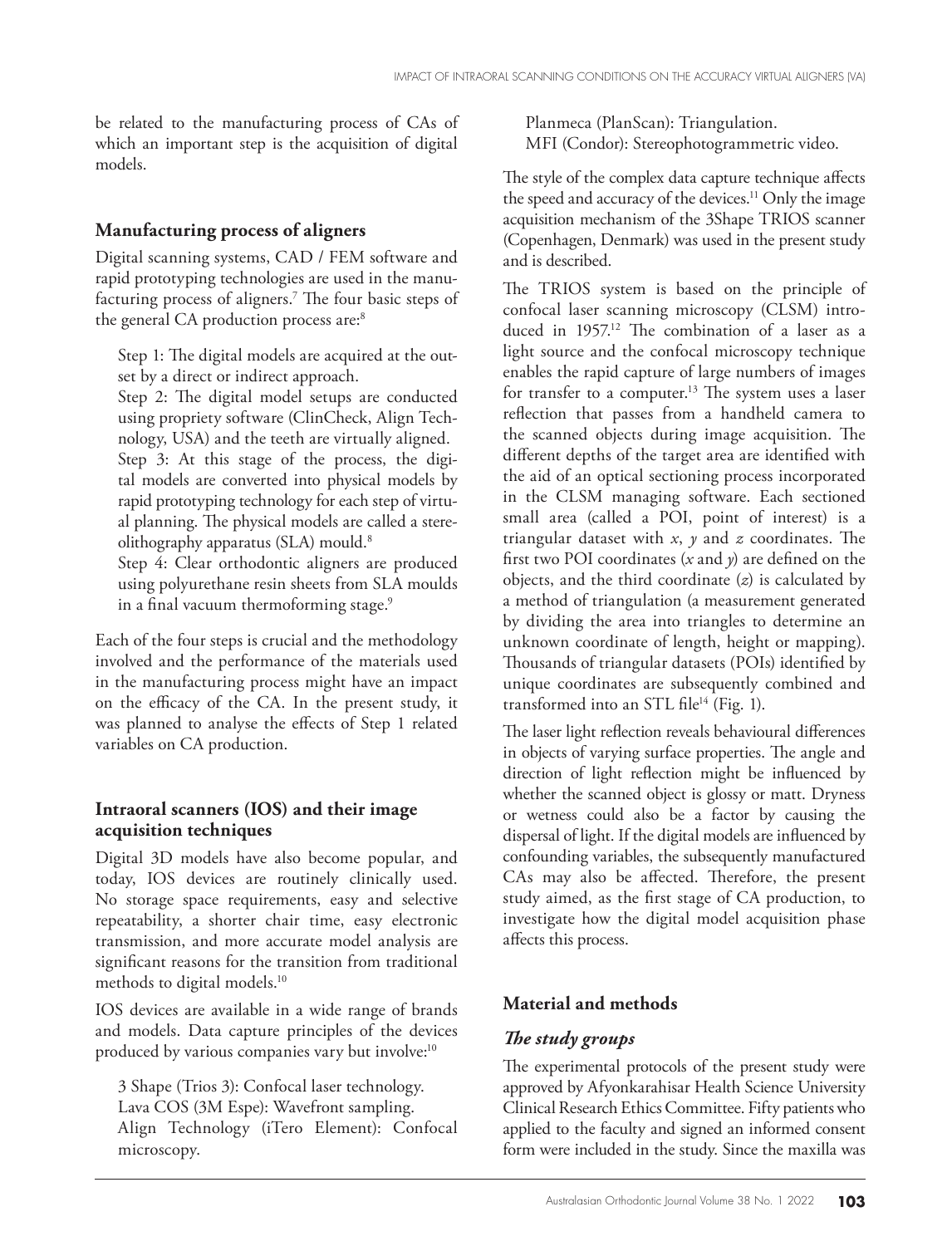be related to the manufacturing process of CAs of which an important step is the acquisition of digital models.

## Manufacturing process of aligners

Digital scanning systems, CAD / FEM software and rapid prototyping technologies are used in the manufacturing process of aligners.[7] The four basic steps of the general CA production process are:[8]

Step 1: The digital models are acquired at the outset by a direct or indirect approach.

Step 2: The digital model setups are conducted using propriety software (ClinCheck, Align Technology, USA) and the teeth are virtually aligned.

Step 3: At this stage of the process, the digital models are converted into physical models by rapid prototyping technology for each step of virtual planning. The physical models are called a stereolithography apparatus (SLA) mould.[8]

Step 4: Clear orthodontic aligners are produced using polyurethane resin sheets from SLA moulds in a final vacuum thermoforming stage.[9]

Each of the four steps is crucial and the methodology involved and the performance of the materials used in the manufacturing process might have an impact on the efficacy of the CA. In the present study, it was planned to analyse the effects of Step 1 related variables on CA production.

## Intraoral scanners (IOS) and their image acquisition techniques

Digital 3D models have also become popular, and today, IOS devices are routinely clinically used. No storage space requirements, easy and selective repeatability, a shorter chair time, easy electronic transmission, and more accurate model analysis are significant reasons for the transition from traditional methods to digital models.[10]

IOS devices are available in a wide range of brands and models. Data capture principles of the devices produced by various companies vary but involve:[10]

3 Shape (Trios 3): Confocal laser technology.
Lava COS (3M Espe): Wavefront sampling.
Align Technology (iTero Element): Confocal microscopy.
Planmeca (PlanScan): Triangulation.
MFI (Condor): Stereophotogrammetric video.

The style of the complex data capture technique affects the speed and accuracy of the devices.[11] Only the image acquisition mechanism of the 3Shape TRIOS scanner (Copenhagen, Denmark) was used in the present study and is described.

The TRIOS system is based on the principle of confocal laser scanning microscopy (CLSM) introduced in 1957.[12] The combination of a laser as a light source and the confocal microscopy technique enables the rapid capture of large numbers of images for transfer to a computer.[13] The system uses a laser reflection that passes from a handheld camera to the scanned objects during image acquisition. The different depths of the target area are identified with the aid of an optical sectioning process incorporated in the CLSM managing software. Each sectioned small area (called a POI, point of interest) is a triangular dataset with $x$, $y$ and $z$ coordinates. The first two POI coordinates ($x$ and $y$) are defined on the objects, and the third coordinate ($z$) is calculated by a method of triangulation (a measurement generated by dividing the area into triangles to determine an unknown coordinate of length, height or mapping). Thousands of triangular datasets (POIs) identified by unique coordinates are subsequently combined and transformed into an STL file[14] (Fig. 1).

The laser light reflection reveals behavioural differences in objects of varying surface properties. The angle and direction of light reflection might be influenced by whether the scanned object is glossy or matt. Dryness or wetness could also be a factor by causing the dispersal of light. If the digital models are influenced by confounding variables, the subsequently manufactured CAs may also be affected. Therefore, the present study aimed, as the first stage of CA production, to investigate how the digital model acquisition phase affects this process.

## Material and methods

### *The study groups*

The experimental protocols of the present study were approved by Afyonkarahisar Health Science University Clinical Research Ethics Committee. Fifty patients who applied to the faculty and signed an informed consent form were included in the study. Since the maxilla was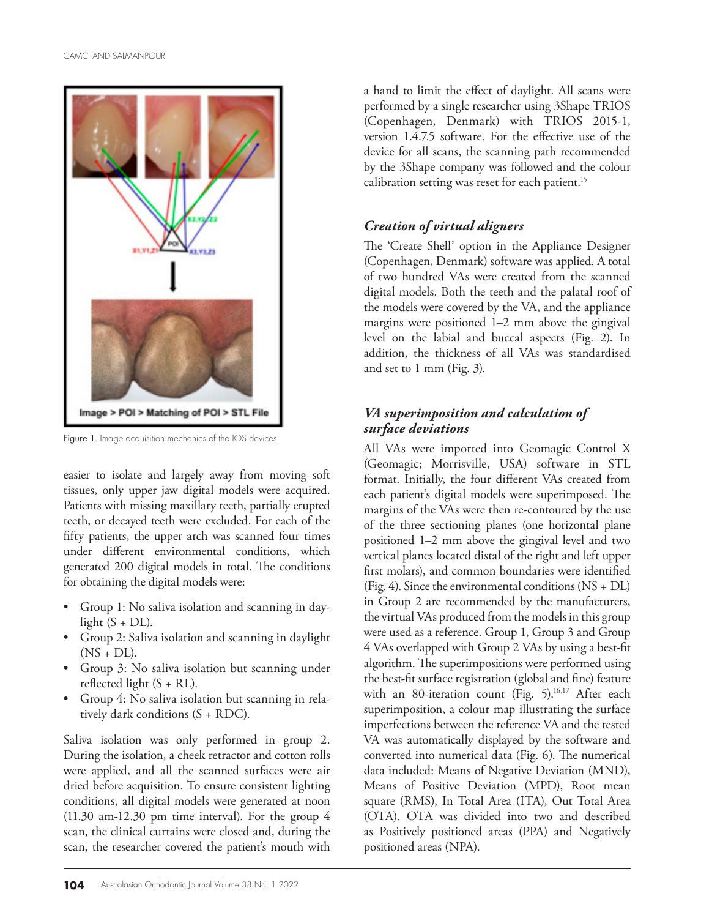Figure 1. Image acquisition mechanics of the IOS devices.

easier to isolate and largely away from moving soft tissues, only upper jaw digital models were acquired. Patients with missing maxillary teeth, partially erupted teeth, or decayed teeth were excluded. For each of the fifty patients, the upper arch was scanned four times under different environmental conditions, which generated 200 digital models in total. The conditions for obtaining the digital models were:

- Group 1: No saliva isolation and scanning in daylight (S + DL).
- Group 2: Saliva isolation and scanning in daylight (NS + DL).
- Group 3: No saliva isolation but scanning under reflected light (S + RL).
- Group 4: No saliva isolation but scanning in relatively dark conditions (S + RDC).

Saliva isolation was only performed in group 2. During the isolation, a cheek retractor and cotton rolls were applied, and all the scanned surfaces were air dried before acquisition. To ensure consistent lighting conditions, all digital models were generated at noon (11.30 am-12.30 pm time interval). For the group 4 scan, the clinical curtains were closed and, during the scan, the researcher covered the patient's mouth with a hand to limit the effect of daylight. All scans were performed by a single researcher using 3Shape TRIOS (Copenhagen, Denmark) with TRIOS 2015-1, version 1.4.7.5 software. For the effective use of the device for all scans, the scanning path recommended by the 3Shape company was followed and the colour calibration setting was reset for each patient.[15]

### *Creation of virtual aligners*

The 'Create Shell' option in the Appliance Designer (Copenhagen, Denmark) software was applied. A total of two hundred VAs were created from the scanned digital models. Both the teeth and the palatal roof of the models were covered by the VA, and the appliance margins were positioned 1–2 mm above the gingival level on the labial and buccal aspects (Fig. 2). In addition, the thickness of all VAs was standardised and set to 1 mm (Fig. 3).

### *VA superimposition and calculation of surface deviations*

All VAs were imported into Geomagic Control X (Geomagic; Morrisville, USA) software in STL format. Initially, the four different VAs created from each patient's digital models were superimposed. The margins of the VAs were then re-contoured by the use of the three sectioning planes (one horizontal plane positioned 1–2 mm above the gingival level and two vertical planes located distal of the right and left upper first molars), and common boundaries were identified (Fig. 4). Since the environmental conditions (NS + DL) in Group 2 are recommended by the manufacturers, the virtual VAs produced from the models in this group were used as a reference. Group 1, Group 3 and Group 4 VAs overlapped with Group 2 VAs by using a best-fit algorithm. The superimpositions were performed using the best-fit surface registration (global and fine) feature with an 80-iteration count (Fig. 5).[16,17] After each superimposition, a colour map illustrating the surface imperfections between the reference VA and the tested VA was automatically displayed by the software and converted into numerical data (Fig. 6). The numerical data included: Means of Negative Deviation (MND), Means of Positive Deviation (MPD), Root mean square (RMS), In Total Area (ITA), Out Total Area (OTA). OTA was divided into two and described as Positively positioned areas (PPA) and Negatively positioned areas (NPA).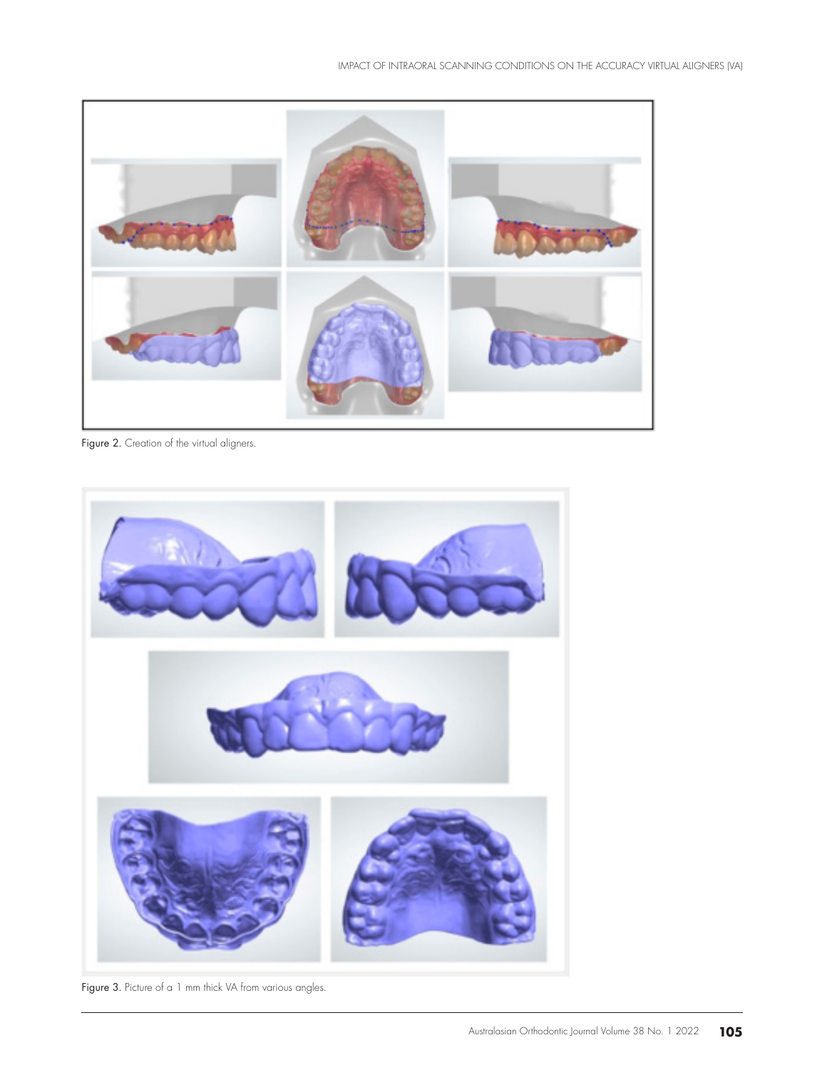Figure 2. Creation of the virtual aligners.

Figure 3. Picture of a 1 mm thick VA from various angles.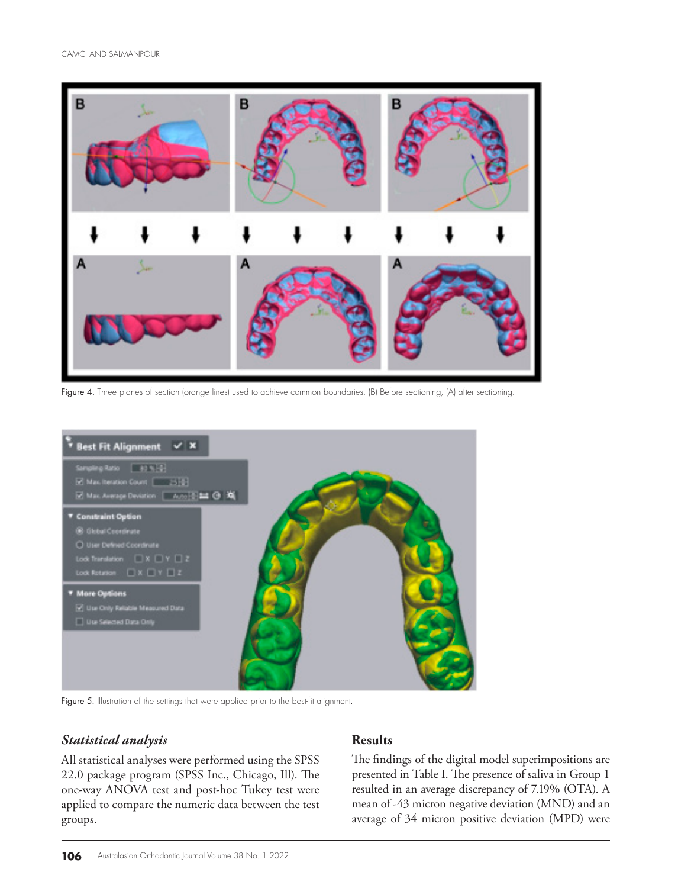Figure 4. Three planes of section (orange lines) used to achieve common boundaries. (B) Before sectioning, (A) after sectioning.

Figure 5. Illustration of the settings that were applied prior to the best-fit alignment.

### *Statistical analysis*

All statistical analyses were performed using the SPSS 22.0 package program (SPSS Inc., Chicago, Ill). The one-way ANOVA test and post-hoc Tukey test were applied to compare the numeric data between the test groups.

### Results

The findings of the digital model superimpositions are presented in Table I. The presence of saliva in Group 1 resulted in an average discrepancy of 7.19% (OTA). A mean of -43 micron negative deviation (MND) and an average of 34 micron positive deviation (MPD) were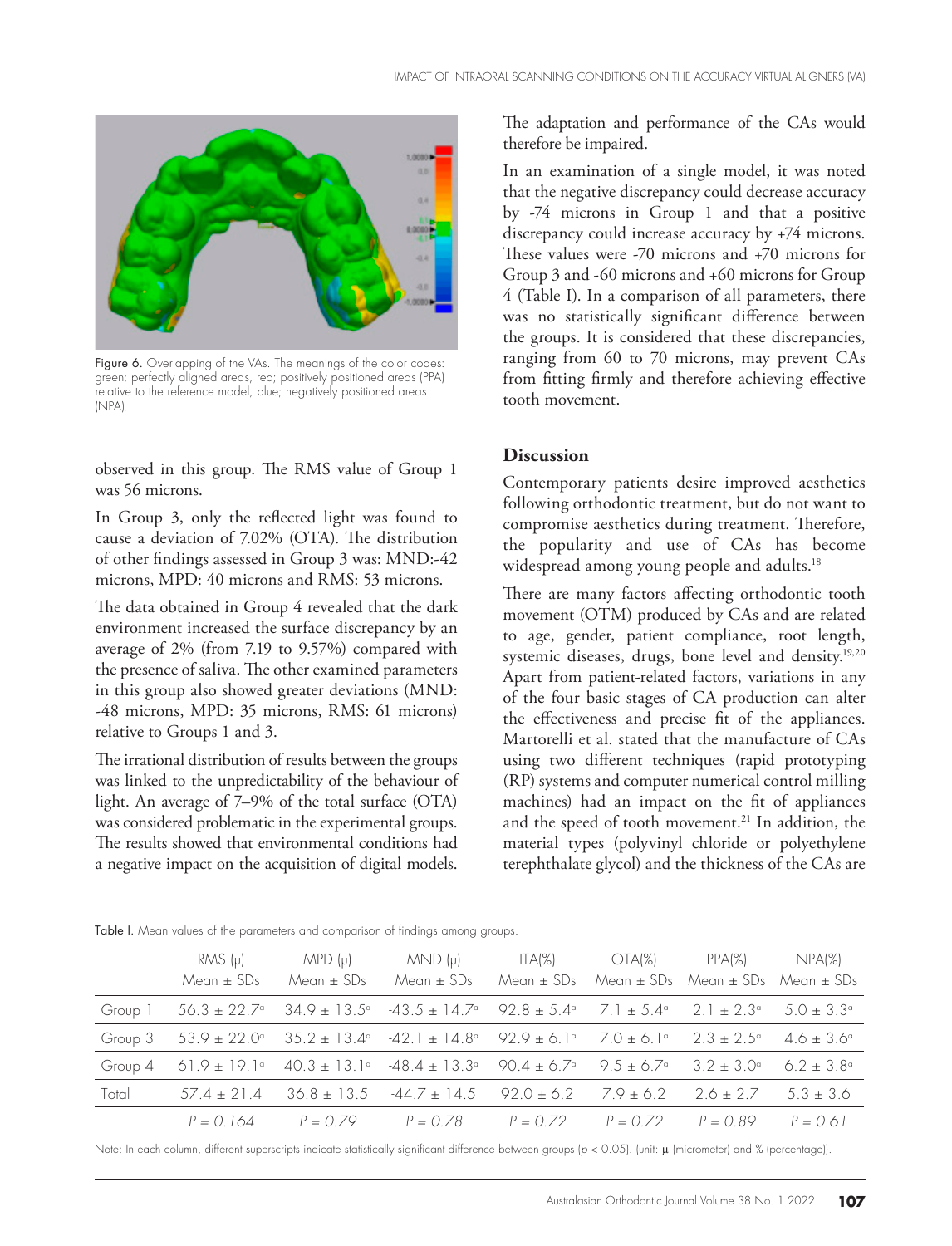Figure 6. Overlapping of the VAs. The meanings of the color codes: green; perfectly aligned areas, red; positively positioned areas (PPA) relative to the reference model, blue; negatively positioned areas (NPA).

observed in this group. The RMS value of Group 1 was 56 microns.

In Group 3, only the reflected light was found to cause a deviation of 7.02% (OTA). The distribution of other findings assessed in Group 3 was: MND:-42 microns, MPD: 40 microns and RMS: 53 microns.

The data obtained in Group 4 revealed that the dark environment increased the surface discrepancy by an average of 2% (from 7.19 to 9.57%) compared with the presence of saliva. The other examined parameters in this group also showed greater deviations (MND: -48 microns, MPD: 35 microns, RMS: 61 microns) relative to Groups 1 and 3.

The irrational distribution of results between the groups was linked to the unpredictability of the behaviour of light. An average of 7–9% of the total surface (OTA) was considered problematic in the experimental groups. The results showed that environmental conditions had a negative impact on the acquisition of digital models. The adaptation and performance of the CAs would therefore be impaired.

In an examination of a single model, it was noted that the negative discrepancy could decrease accuracy by -74 microns in Group 1 and that a positive discrepancy could increase accuracy by +74 microns. These values were -70 microns and +70 microns for Group 3 and -60 microns and +60 microns for Group 4 (Table I). In a comparison of all parameters, there was no statistically significant difference between the groups. It is considered that these discrepancies, ranging from 60 to 70 microns, may prevent CAs from fitting firmly and therefore achieving effective tooth movement.

## Discussion

Contemporary patients desire improved aesthetics following orthodontic treatment, but do not want to compromise aesthetics during treatment. Therefore, the popularity and use of CAs has become widespread among young people and adults.[18]

There are many factors affecting orthodontic tooth movement (OTM) produced by CAs and are related to age, gender, patient compliance, root length, systemic diseases, drugs, bone level and density.[19,20] Apart from patient-related factors, variations in any of the four basic stages of CA production can alter the effectiveness and precise fit of the appliances. Martorelli et al. stated that the manufacture of CAs using two different techniques (rapid prototyping (RP) systems and computer numerical control milling machines) had an impact on the fit of appliances and the speed of tooth movement.[21] In addition, the material types (polyvinyl chloride or polyethylene terephthalate glycol) and the thickness of the CAs are

Table I. Mean values of the parameters and comparison of findings among groups.

| | RMS (μ) Mean ± SDs | MPD (μ) Mean ± SDs | MND (μ) Mean ± SDs | ITA(%) Mean ± SDs | OTA(%) Mean ± SDs | PPA(%) Mean ± SDs | NPA(%) Mean ± SDs |
|---|---|---|---|---|---|---|---|
| Group 1 | 56.3 ± 22.7[a] | 34.9 ± 13.5[a] | -43.5 ± 14.7[a] | 92.8 ± 5.4[a] | 7.1 ± 5.4[a] | 2.1 ± 2.3[a] | 5.0 ± 3.3[a] |
| Group 3 | 53.9 ± 22.0[a] | 35.2 ± 13.4[a] | -42.1 ± 14.8[a] | 92.9 ± 6.1[a] | 7.0 ± 6.1[a] | 2.3 ± 2.5[a] | 4.6 ± 3.6[a] |
| Group 4 | 61.9 ± 19.1[a] | 40.3 ± 13.1[a] | -48.4 ± 13.3[a] | 90.4 ± 6.7[a] | 9.5 ± 6.7[a] | 3.2 ± 3.0[a] | 6.2 ± 3.8[a] |
| Total | 57.4 ± 21.4 | 36.8 ± 13.5 | -44.7 ± 14.5 | 92.0 ± 6.2 | 7.9 ± 6.2 | 2.6 ± 2.7 | 5.3 ± 3.6 |
| | $P = 0.164$ | $P = 0.79$ | $P = 0.78$ | $P = 0.72$ | $P = 0.72$ | $P = 0.89$ | $P = 0.61$ |

Note: In each column, different superscripts indicate statistically significant difference between groups ($p < 0.05$). (unit: μ (micrometer) and % (percentage)).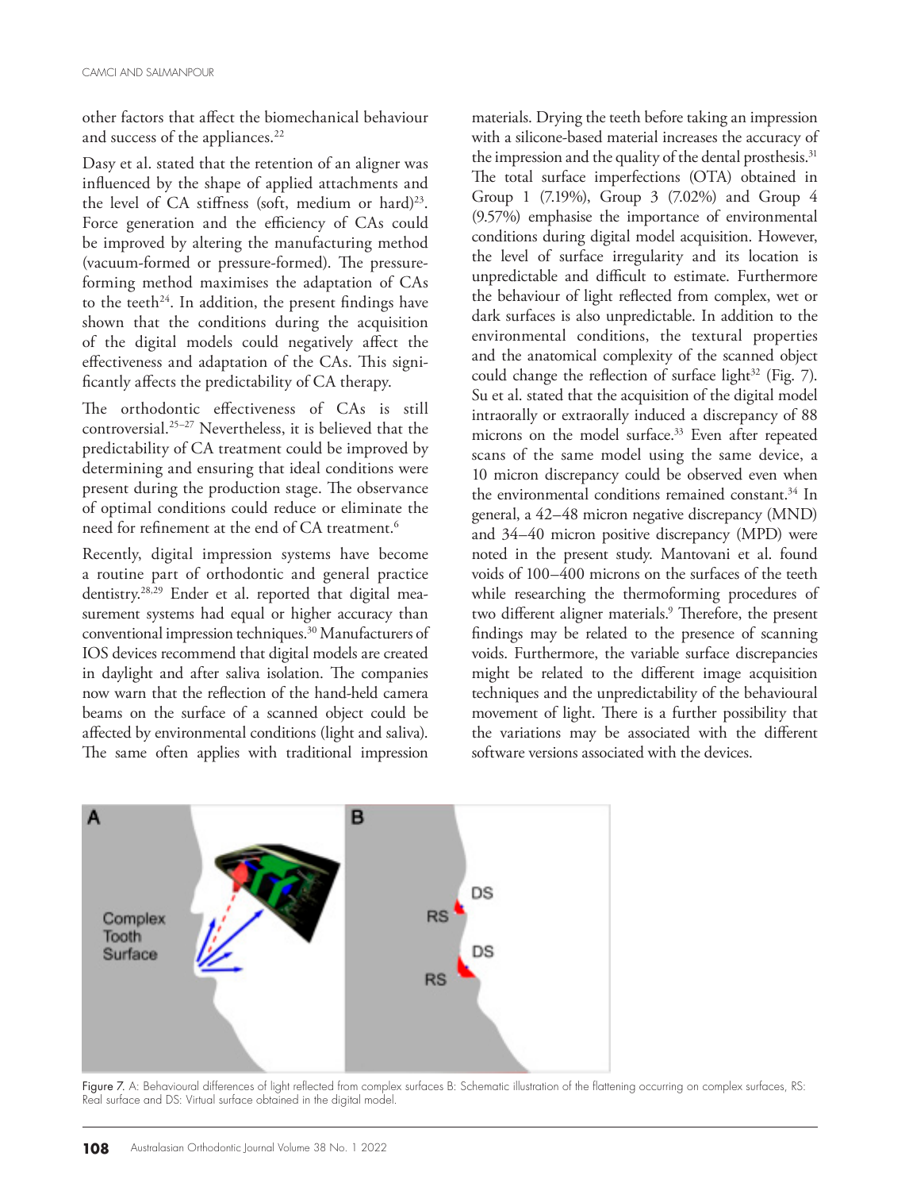other factors that affect the biomechanical behaviour and success of the appliances.[22]

Dasy et al. stated that the retention of an aligner was influenced by the shape of applied attachments and the level of CA stiffness (soft, medium or hard)[23]. Force generation and the efficiency of CAs could be improved by altering the manufacturing method (vacuum-formed or pressure-formed). The pressure-forming method maximises the adaptation of CAs to the teeth[24]. In addition, the present findings have shown that the conditions during the acquisition of the digital models could negatively affect the effectiveness and adaptation of the CAs. This significantly affects the predictability of CA therapy.

The orthodontic effectiveness of CAs is still controversial.[25–27] Nevertheless, it is believed that the predictability of CA treatment could be improved by determining and ensuring that ideal conditions were present during the production stage. The observance of optimal conditions could reduce or eliminate the need for refinement at the end of CA treatment.[6]

Recently, digital impression systems have become a routine part of orthodontic and general practice dentistry.[28,29] Ender et al. reported that digital measurement systems had equal or higher accuracy than conventional impression techniques.[30] Manufacturers of IOS devices recommend that digital models are created in daylight and after saliva isolation. The companies now warn that the reflection of the hand-held camera beams on the surface of a scanned object could be affected by environmental conditions (light and saliva). The same often applies with traditional impression materials. Drying the teeth before taking an impression with a silicone-based material increases the accuracy of the impression and the quality of the dental prosthesis.[31] The total surface imperfections (OTA) obtained in Group 1 (7.19%), Group 3 (7.02%) and Group 4 (9.57%) emphasise the importance of environmental conditions during digital model acquisition. However, the level of surface irregularity and its location is unpredictable and difficult to estimate. Furthermore the behaviour of light reflected from complex, wet or dark surfaces is also unpredictable. In addition to the environmental conditions, the textural properties and the anatomical complexity of the scanned object could change the reflection of surface light[32] (Fig. 7). Su et al. stated that the acquisition of the digital model intraorally or extraorally induced a discrepancy of 88 microns on the model surface.[33] Even after repeated scans of the same model using the same device, a 10 micron discrepancy could be observed even when the environmental conditions remained constant.[34] In general, a 42–48 micron negative discrepancy (MND) and 34–40 micron positive discrepancy (MPD) were noted in the present study. Mantovani et al. found voids of 100–400 microns on the surfaces of the teeth while researching the thermoforming procedures of two different aligner materials.[9] Therefore, the present findings may be related to the presence of scanning voids. Furthermore, the variable surface discrepancies might be related to the different image acquisition techniques and the unpredictability of the behavioural movement of light. There is a further possibility that the variations may be associated with the different software versions associated with the devices.

Figure 7. A: Behavioural differences of light reflected from complex surfaces B: Schematic illustration of the flattening occurring on complex surfaces, RS: Real surface and DS: Virtual surface obtained in the digital model.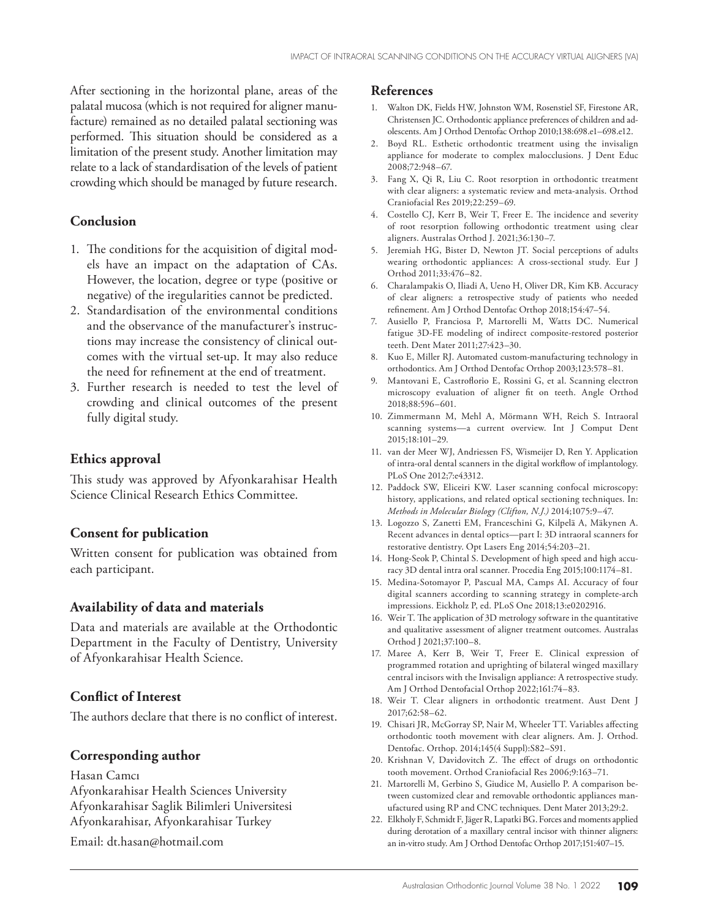After sectioning in the horizontal plane, areas of the palatal mucosa (which is not required for aligner manufacture) remained as no detailed palatal sectioning was performed. This situation should be considered as a limitation of the present study. Another limitation may relate to a lack of standardisation of the levels of patient crowding which should be managed by future research.

## Conclusion

1. The conditions for the acquisition of digital models have an impact on the adaptation of CAs. However, the location, degree or type (positive or negative) of the iregularities cannot be predicted.
2. Standardisation of the environmental conditions and the observance of the manufacturer's instructions may increase the consistency of clinical outcomes with the virtual set-up. It may also reduce the need for refinement at the end of treatment.
3. Further research is needed to test the level of crowding and clinical outcomes of the present fully digital study.

## Ethics approval

This study was approved by Afyonkarahisar Health Science Clinical Research Ethics Committee.

## Consent for publication

Written consent for publication was obtained from each participant.

## Availability of data and materials

Data and materials are available at the Orthodontic Department in the Faculty of Dentistry, University of Afyonkarahisar Health Science.

## Conflict of Interest

The authors declare that there is no conflict of interest.

## Corresponding author

Hasan Camcı
Afyonkarahisar Health Sciences University
Afyonkarahisar Saglik Bilimleri Universitesi
Afyonkarahisar, Afyonkarahisar Turkey

Email: dt.hasan@hotmail.com

## References

1. Walton DK, Fields HW, Johnston WM, Rosenstiel SF, Firestone AR, Christensen JC. Orthodontic appliance preferences of children and adolescents. Am J Orthod Dentofac Orthop 2010;138:698.e1–698.e12.
2. Boyd RL. Esthetic orthodontic treatment using the invisalign appliance for moderate to complex malocclusions. J Dent Educ 2008;72:948–67.
3. Fang X, Qi R, Liu C. Root resorption in orthodontic treatment with clear aligners: a systematic review and meta-analysis. Orthod Craniofacial Res 2019;22:259–69.
4. Costello CJ, Kerr B, Weir T, Freer E. The incidence and severity of root resorption following orthodontic treatment using clear aligners. Australas Orthod J. 2021;36:130–7.
5. Jeremiah HG, Bister D, Newton JT. Social perceptions of adults wearing orthodontic appliances: A cross-sectional study. Eur J Orthod 2011;33:476–82.
6. Charalampakis O, Iliadi A, Ueno H, Oliver DR, Kim KB. Accuracy of clear aligners: a retrospective study of patients who needed refinement. Am J Orthod Dentofac Orthop 2018;154:47–54.
7. Ausiello P, Franciosa P, Martorelli M, Watts DC. Numerical fatigue 3D-FE modeling of indirect composite-restored posterior teeth. Dent Mater 2011;27:423–30.
8. Kuo E, Miller RJ. Automated custom-manufacturing technology in orthodontics. Am J Orthod Dentofac Orthop 2003;123:578–81.
9. Mantovani E, Castroflorio E, Rossini G, et al. Scanning electron microscopy evaluation of aligner fit on teeth. Angle Orthod 2018;88:596–601.
10. Zimmermann M, Mehl A, Mörmann WH, Reich S. Intraoral scanning systems—a current overview. Int J Comput Dent 2015;18:101–29.
11. van der Meer WJ, Andriessen FS, Wismeijer D, Ren Y. Application of intra-oral dental scanners in the digital workflow of implantology. PLoS One 2012;7:e43312.
12. Paddock SW, Eliceiri KW. Laser scanning confocal microscopy: history, applications, and related optical sectioning techniques. In: *Methods in Molecular Biology (Clifton, N.J.)* 2014;1075:9–47.
13. Logozzo S, Zanetti EM, Franceschini G, Kilpelä A, Mäkynen A. Recent advances in dental optics—part I: 3D intraoral scanners for restorative dentistry. Opt Lasers Eng 2014;54:203–21.
14. Hong-Seok P, Chintal S. Development of high speed and high accuracy 3D dental intra oral scanner. Procedia Eng 2015;100:1174–81.
15. Medina-Sotomayor P, Pascual MA, Camps AI. Accuracy of four digital scanners according to scanning strategy in complete-arch impressions. Eickholz P, ed. PLoS One 2018;13:e0202916.
16. Weir T. The application of 3D metrology software in the quantitative and qualitative assessment of aligner treatment outcomes. Australas Orthod J 2021;37:100–8.
17. Maree A, Kerr B, Weir T, Freer E. Clinical expression of programmed rotation and uprighting of bilateral winged maxillary central incisors with the Invisalign appliance: A retrospective study. Am J Orthod Dentofacial Orthop 2022;161:74–83.
18. Weir T. Clear aligners in orthodontic treatment. Aust Dent J 2017;62:58–62.
19. Chisari JR, McGorray SP, Nair M, Wheeler TT. Variables affecting orthodontic tooth movement with clear aligners. Am. J. Orthod. Dentofac. Orthop. 2014;145(4 Suppl):S82–S91.
20. Krishnan V, Davidovitch Z. The effect of drugs on orthodontic tooth movement. Orthod Craniofacial Res 2006;9:163–71.
21. Martorelli M, Gerbino S, Giudice M, Ausiello P. A comparison between customized clear and removable orthodontic appliances manufactured using RP and CNC techniques. Dent Mater 2013;29:2.
22. Elkholy F, Schmidt F, Jäger R, Lapatki BG. Forces and moments applied during derotation of a maxillary central incisor with thinner aligners: an in-vitro study. Am J Orthod Dentofac Orthop 2017;151:407–15.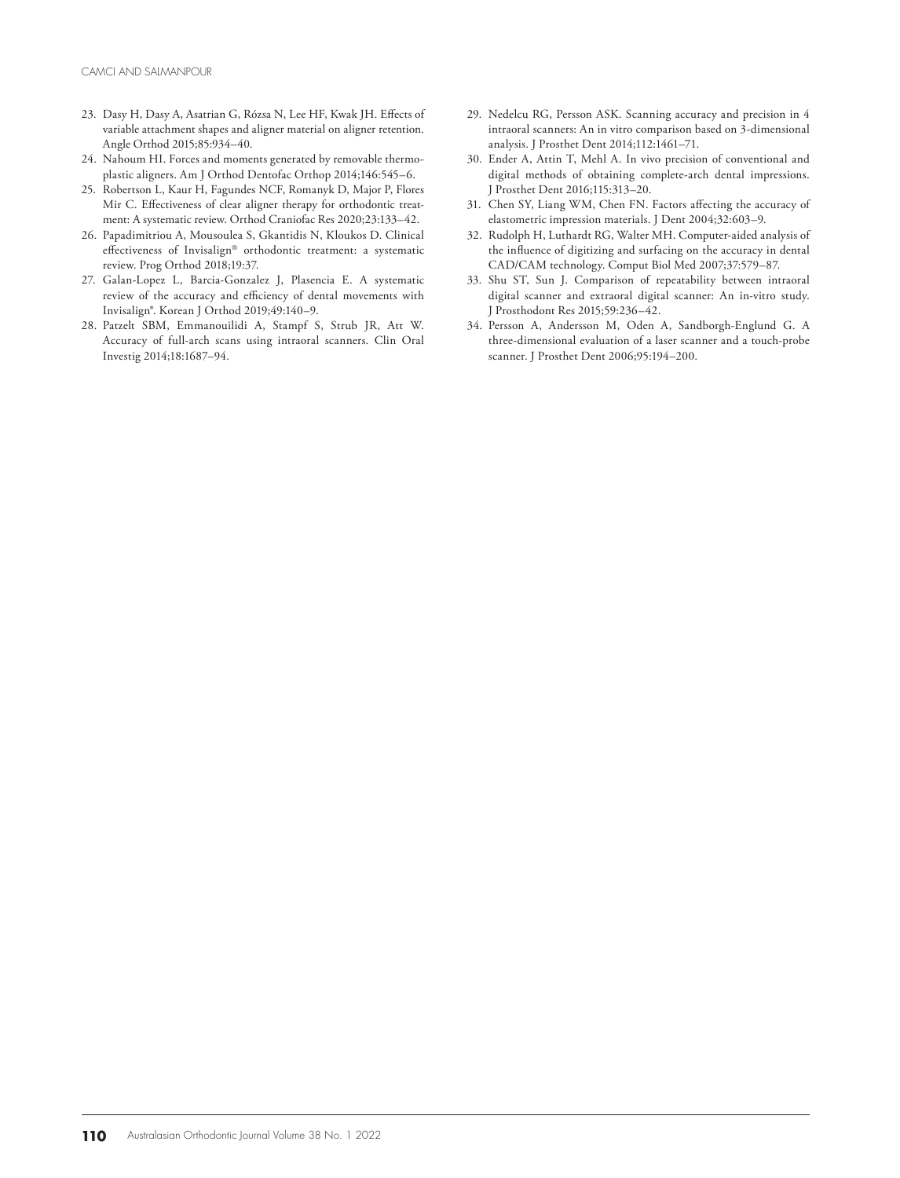23. Dasy H, Dasy A, Asatrian G, Rózsa N, Lee HF, Kwak JH. Effects of variable attachment shapes and aligner material on aligner retention. Angle Orthod 2015;85:934–40.
24. Nahoum HI. Forces and moments generated by removable thermoplastic aligners. Am J Orthod Dentofac Orthop 2014;146:545–6.
25. Robertson L, Kaur H, Fagundes NCF, Romanyk D, Major P, Flores Mir C. Effectiveness of clear aligner therapy for orthodontic treatment: A systematic review. Orthod Craniofac Res 2020;23:133–42.
26. Papadimitriou A, Mousoulea S, Gkantidis N, Kloukos D. Clinical effectiveness of Invisalign® orthodontic treatment: a systematic review. Prog Orthod 2018;19:37.
27. Galan-Lopez L, Barcia-Gonzalez J, Plasencia E. A systematic review of the accuracy and efficiency of dental movements with Invisalign®. Korean J Orthod 2019;49:140–9.
28. Patzelt SBM, Emmanouilidi A, Stampf S, Strub JR, Att W. Accuracy of full-arch scans using intraoral scanners. Clin Oral Investig 2014;18:1687–94.
29. Nedelcu RG, Persson ASK. Scanning accuracy and precision in 4 intraoral scanners: An in vitro comparison based on 3-dimensional analysis. J Prosthet Dent 2014;112:1461–71.
30. Ender A, Attin T, Mehl A. In vivo precision of conventional and digital methods of obtaining complete-arch dental impressions. J Prosthet Dent 2016;115:313–20.
31. Chen SY, Liang WM, Chen FN. Factors affecting the accuracy of elastometric impression materials. J Dent 2004;32:603–9.
32. Rudolph H, Luthardt RG, Walter MH. Computer-aided analysis of the influence of digitizing and surfacing on the accuracy in dental CAD/CAM technology. Comput Biol Med 2007;37:579–87.
33. Shu ST, Sun J. Comparison of repeatability between intraoral digital scanner and extraoral digital scanner: An in-vitro study. J Prosthodont Res 2015;59:236–42.
34. Persson A, Andersson M, Oden A, Sandborgh-Englund G. A three-dimensional evaluation of a laser scanner and a touch-probe scanner. J Prosthet Dent 2006;95:194–200.